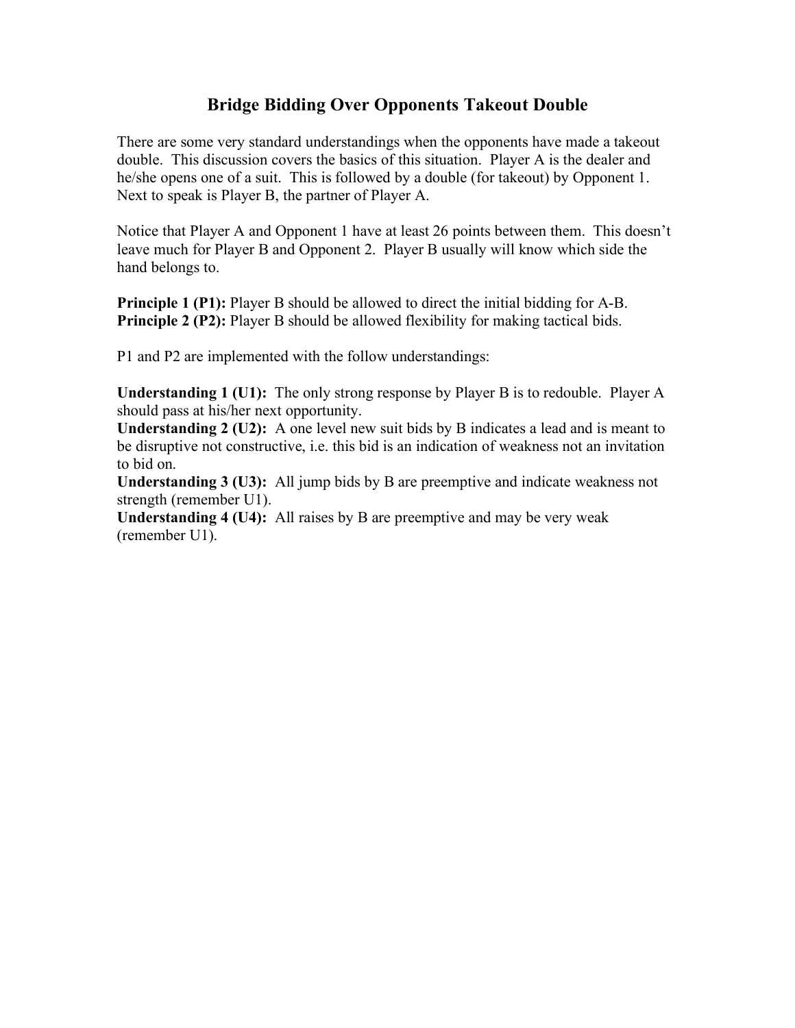# Bridge Bidding Over Opponents Takeout Double

There are some very standard understandings when the opponents have made a takeout double. This discussion covers the basics of this situation. Player A is the dealer and he/she opens one of a suit. This is followed by a double (for takeout) by Opponent 1. Next to speak is Player B, the partner of Player A.

Notice that Player A and Opponent 1 have at least 26 points between them. This doesn't leave much for Player B and Opponent 2. Player B usually will know which side the hand belongs to.

**Principle 1 (P1):** Player B should be allowed to direct the initial bidding for A-B.
**Principle 2 (P2):** Player B should be allowed flexibility for making tactical bids.

P1 and P2 are implemented with the follow understandings:

**Understanding 1 (U1):** The only strong response by Player B is to redouble. Player A should pass at his/her next opportunity.
**Understanding 2 (U2):** A one level new suit bids by B indicates a lead and is meant to be disruptive not constructive, i.e. this bid is an indication of weakness not an invitation to bid on.
**Understanding 3 (U3):** All jump bids by B are preemptive and indicate weakness not strength (remember U1).
**Understanding 4 (U4):** All raises by B are preemptive and may be very weak (remember U1).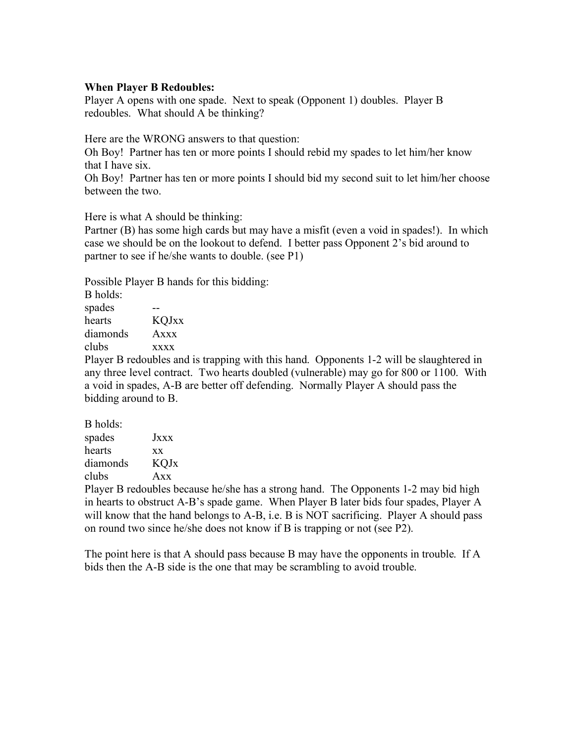**When Player B Redoubles:**

Player A opens with one spade. Next to speak (Opponent 1) doubles. Player B redoubles. What should A be thinking?

Here are the WRONG answers to that question:

Oh Boy! Partner has ten or more points I should rebid my spades to let him/her know that I have six.

Oh Boy! Partner has ten or more points I should bid my second suit to let him/her choose between the two.

Here is what A should be thinking:

Partner (B) has some high cards but may have a misfit (even a void in spades!). In which case we should be on the lookout to defend. I better pass Opponent 2's bid around to partner to see if he/she wants to double. (see P1)

Possible Player B hands for this bidding:

B holds:

| | |
|---|---|
| spades | -- |
| hearts | KQJxx |
| diamonds | Axxx |
| clubs | xxxx |

Player B redoubles and is trapping with this hand. Opponents 1-2 will be slaughtered in any three level contract. Two hearts doubled (vulnerable) may go for 800 or 1100. With a void in spades, A-B are better off defending. Normally Player A should pass the bidding around to B.

B holds:

| | |
|---|---|
| spades | Jxxx |
| hearts | xx |
| diamonds | KQJx |
| clubs | Axx |

Player B redoubles because he/she has a strong hand. The Opponents 1-2 may bid high in hearts to obstruct A-B's spade game. When Player B later bids four spades, Player A will know that the hand belongs to A-B, i.e. B is NOT sacrificing. Player A should pass on round two since he/she does not know if B is trapping or not (see P2).

The point here is that A should pass because B may have the opponents in trouble. If A bids then the A-B side is the one that may be scrambling to avoid trouble.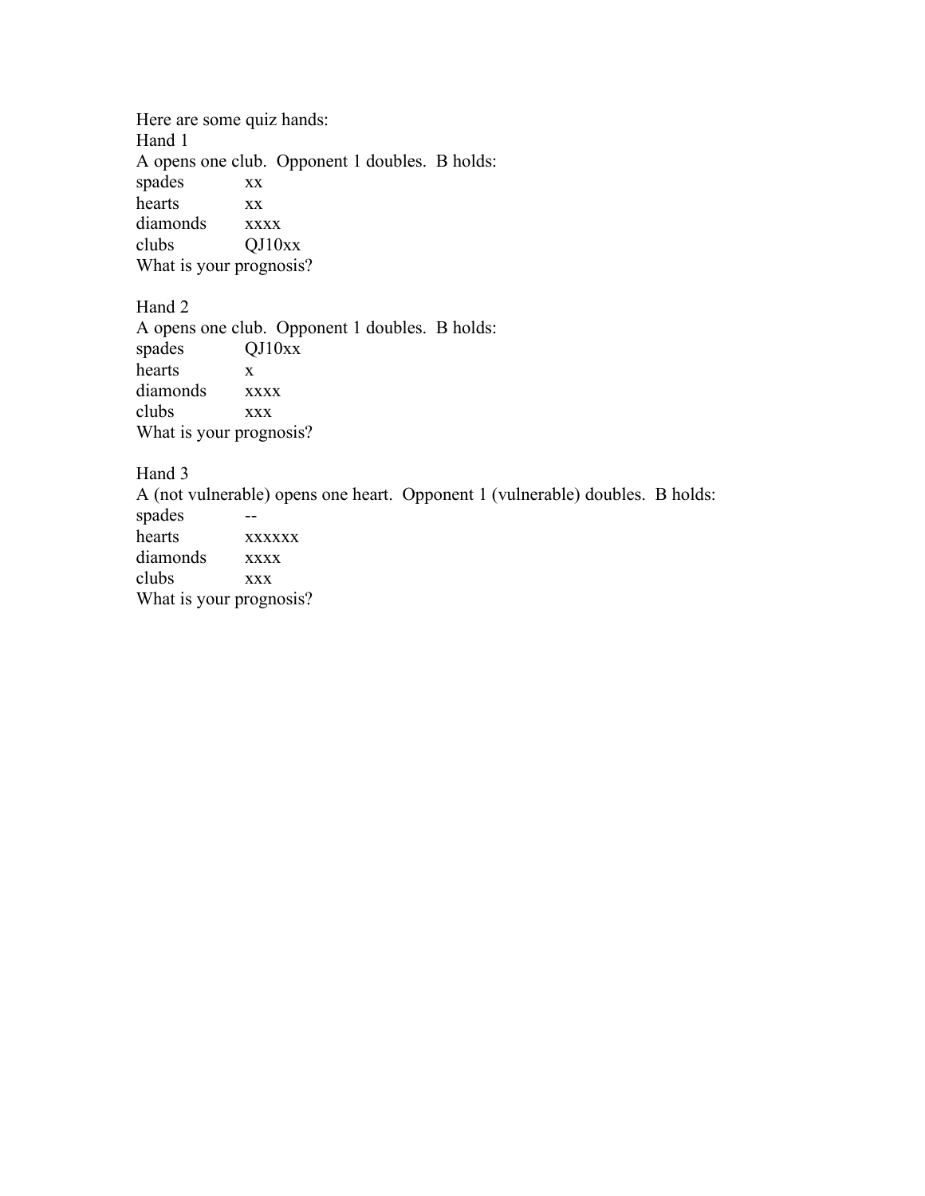Here are some quiz hands:

Hand 1

A opens one club. Opponent 1 doubles. B holds:

spades xx
hearts xx
diamonds xxxx
clubs QJ10xx

What is your prognosis?

Hand 2

A opens one club. Opponent 1 doubles. B holds:

spades QJ10xx
hearts x
diamonds xxxx
clubs xxx

What is your prognosis?

Hand 3

A (not vulnerable) opens one heart. Opponent 1 (vulnerable) doubles. B holds:

spades --
hearts xxxxxx
diamonds xxxx
clubs xxx

What is your prognosis?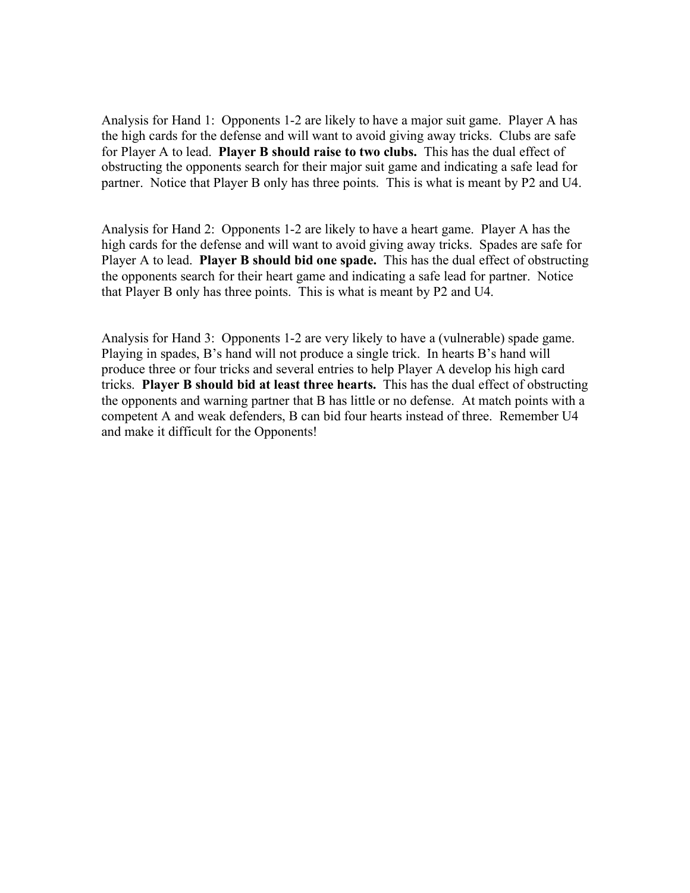Analysis for Hand 1: Opponents 1-2 are likely to have a major suit game. Player A has the high cards for the defense and will want to avoid giving away tricks. Clubs are safe for Player A to lead. **Player B should raise to two clubs.** This has the dual effect of obstructing the opponents search for their major suit game and indicating a safe lead for partner. Notice that Player B only has three points. This is what is meant by P2 and U4.

Analysis for Hand 2: Opponents 1-2 are likely to have a heart game. Player A has the high cards for the defense and will want to avoid giving away tricks. Spades are safe for Player A to lead. **Player B should bid one spade.** This has the dual effect of obstructing the opponents search for their heart game and indicating a safe lead for partner. Notice that Player B only has three points. This is what is meant by P2 and U4.

Analysis for Hand 3: Opponents 1-2 are very likely to have a (vulnerable) spade game. Playing in spades, B's hand will not produce a single trick. In hearts B's hand will produce three or four tricks and several entries to help Player A develop his high card tricks. **Player B should bid at least three hearts.** This has the dual effect of obstructing the opponents and warning partner that B has little or no defense. At match points with a competent A and weak defenders, B can bid four hearts instead of three. Remember U4 and make it difficult for the Opponents!